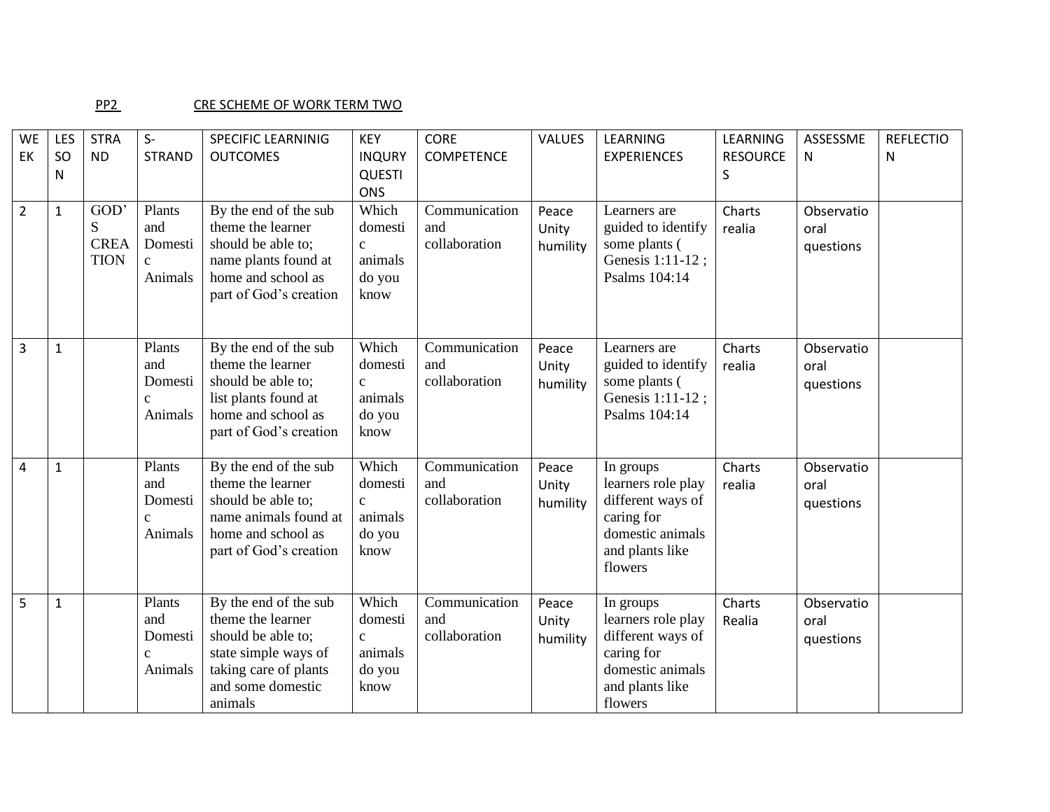PP2 CRE SCHEME OF WORK TERM TWO

| WEEK | LESSON | STRAND | S-STRAND | SPECIFIC LEARNINIG OUTCOMES | KEY INQURY QUESTIONS | CORE COMPETENCE | VALUES | LEARNING EXPERIENCES | LEARNING RESOURCES | ASSESSMEN | REFLECTION |
|---|---|---|---|---|---|---|---|---|---|---|---|
| 2 | 1 | GOD'S CREATION | Plants and Domestic Animals | By the end of the sub theme the learner should be able to; name plants found at home and school as part of God's creation | Which domestic animals do you know | Communication and collaboration | Peace Unity humility | Learners are guided to identify some plants ( Genesis 1:11-12 ; Psalms 104:14 | Charts realia | Observatio oral questions | |
| 3 | 1 | | Plants and Domestic Animals | By the end of the sub theme the learner should be able to; list plants found at home and school as part of God's creation | Which domestic animals do you know | Communication and collaboration | Peace Unity humility | Learners are guided to identify some plants ( Genesis 1:11-12 ; Psalms 104:14 | Charts realia | Observatio oral questions | |
| 4 | 1 | | Plants and Domestic Animals | By the end of the sub theme the learner should be able to; name animals found at home and school as part of God's creation | Which domestic animals do you know | Communication and collaboration | Peace Unity humility | In groups learners role play different ways of caring for domestic animals and plants like flowers | Charts realia | Observatio oral questions | |
| 5 | 1 | | Plants and Domestic Animals | By the end of the sub theme the learner should be able to; state simple ways of taking care of plants and some domestic animals | Which domestic animals do you know | Communication and collaboration | Peace Unity humility | In groups learners role play different ways of caring for domestic animals and plants like flowers | Charts Realia | Observatio oral questions | |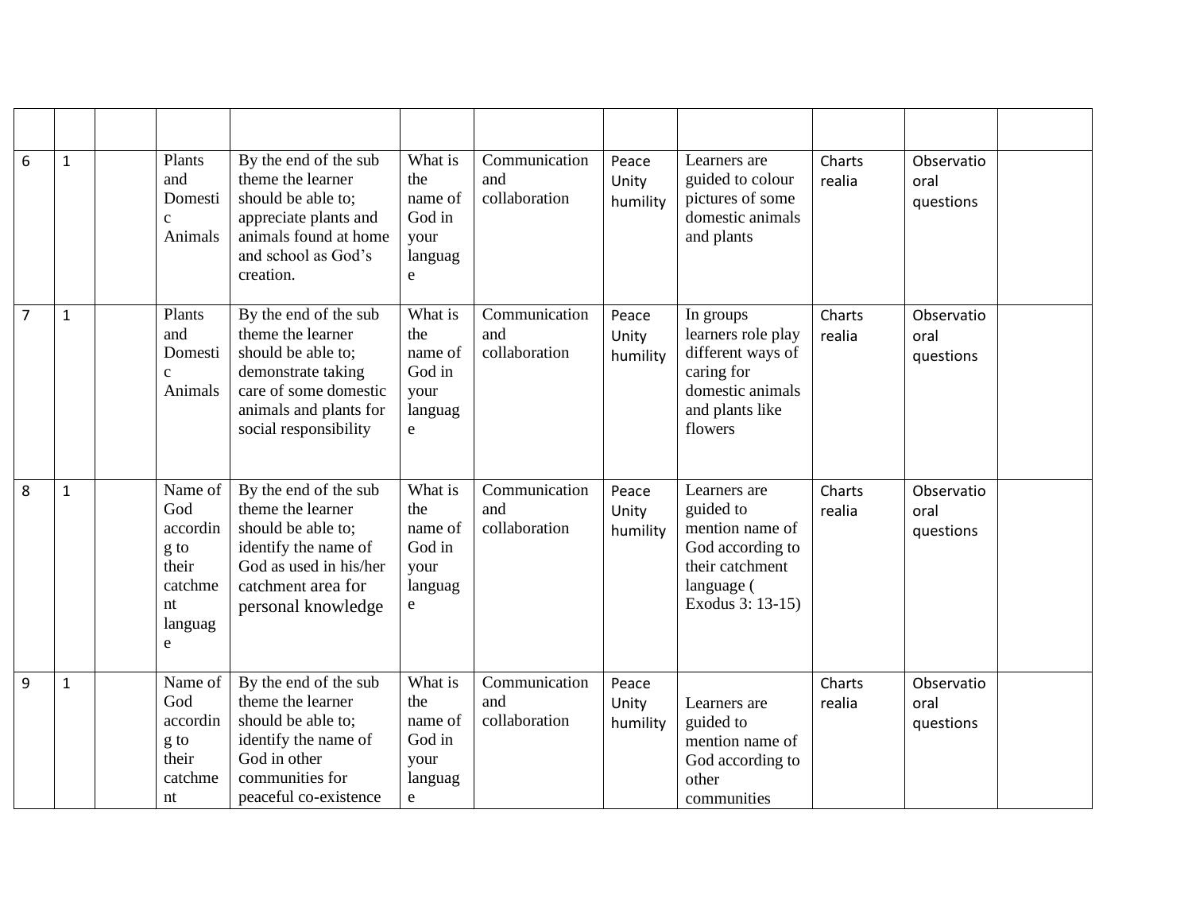| | | | | | | | | | | | |
|---|---|---|---|---|---|---|---|---|---|---|---|
| 6 | 1 | | Plants and Domestic Animals | By the end of the sub theme the learner should be able to; appreciate plants and animals found at home and school as God's creation. | What is the name of God in your language | Communication and collaboration | Peace Unity humility | Learners are guided to colour pictures of some domestic animals and plants | Charts realia | Observatio oral questions | |
| 7 | 1 | | Plants and Domestic Animals | By the end of the sub theme the learner should be able to; demonstrate taking care of some domestic animals and plants for social responsibility | What is the name of God in your language | Communication and collaboration | Peace Unity humility | In groups learners role play different ways of caring for domestic animals and plants like flowers | Charts realia | Observatio oral questions | |
| 8 | 1 | | Name of God according to their catchment language | By the end of the sub theme the learner should be able to; identify the name of God as used in his/her catchment area for personal knowledge | What is the name of God in your language | Communication and collaboration | Peace Unity humility | Learners are guided to mention name of God according to their catchment language ( Exodus 3: 13-15) | Charts realia | Observatio oral questions | |
| 9 | 1 | | Name of God according to their catchment | By the end of the sub theme the learner should be able to; identify the name of God in other communities for peaceful co-existence | What is the name of God in your language | Communication and collaboration | Peace Unity humility | Learners are guided to mention name of God according to other communities | Charts realia | Observatio oral questions | |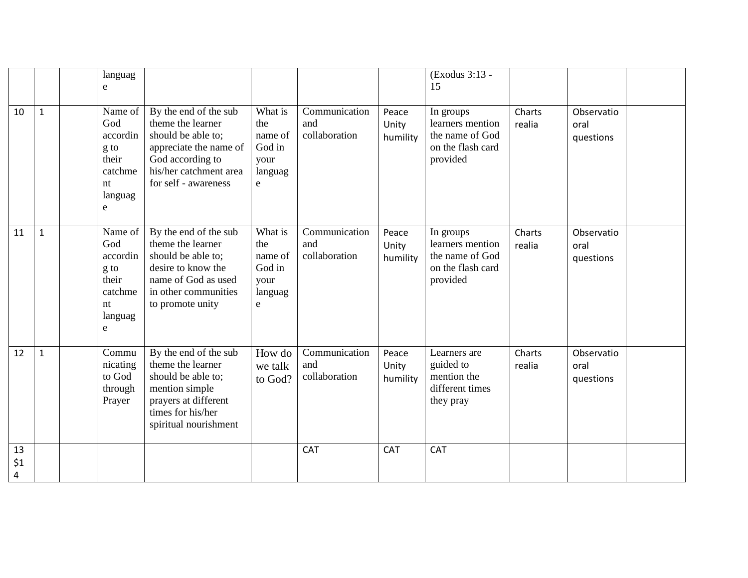| | | | | | | | | | | | |
|---|---|---|---|---|---|---|---|---|---|---|---|
| | | | language | | | | | (Exodus 3:13 - 15 | | | |
| 10 | 1 | | Name of God according to their catchment language | By the end of the sub theme the learner should be able to; appreciate the name of God according to his/her catchment area for self - awareness | What is the name of God in your language | Communication and collaboration | Peace Unity humility | In groups learners mention the name of God on the flash card provided | Charts realia | Observatio oral questions | |
| 11 | 1 | | Name of God according to their catchment language | By the end of the sub theme the learner should be able to; desire to know the name of God as used in other communities to promote unity | What is the name of God in your language | Communication and collaboration | Peace Unity humility | In groups learners mention the name of God on the flash card provided | Charts realia | Observatio oral questions | |
| 12 | 1 | | Communicating to God through Prayer | By the end of the sub theme the learner should be able to; mention simple prayers at different times for his/her spiritual nourishment | How do we talk to God? | Communication and collaboration | Peace Unity humility | Learners are guided to mention the different times they pray | Charts realia | Observatio oral questions | |
| 13 $14 | | | | | | CAT | CAT | CAT | | | |